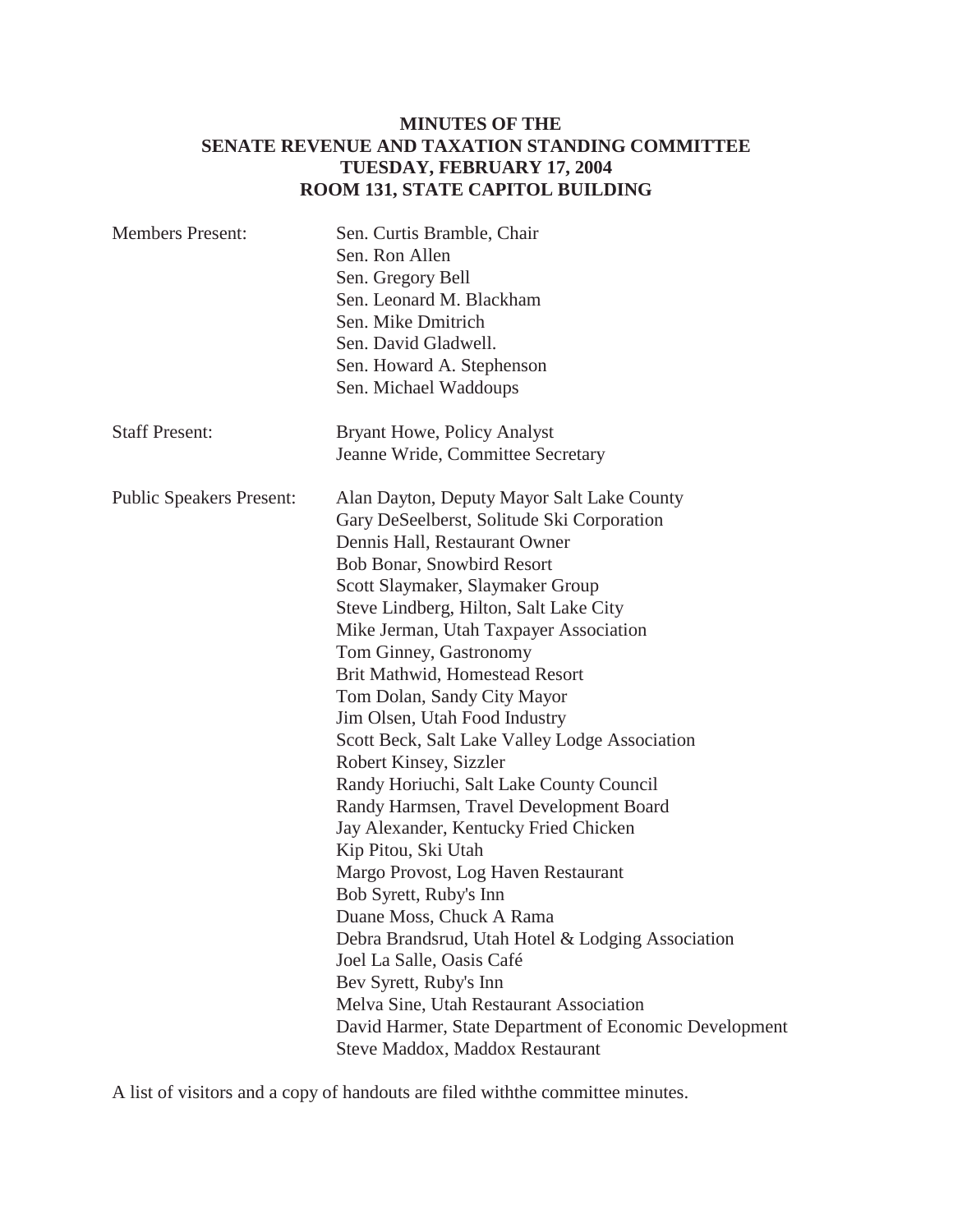**MINUTES OF THE**
**SENATE REVENUE AND TAXATION STANDING COMMITTEE**
**TUESDAY, FEBRUARY 17, 2004**
**ROOM 131, STATE CAPITOL BUILDING**

Members Present:
Sen. Curtis Bramble, Chair
Sen. Ron Allen
Sen. Gregory Bell
Sen. Leonard M. Blackham
Sen. Mike Dmitrich
Sen. David Gladwell.
Sen. Howard A. Stephenson
Sen. Michael Waddoups

Staff Present:
Bryant Howe, Policy Analyst
Jeanne Wride, Committee Secretary

Public Speakers Present:
Alan Dayton, Deputy Mayor Salt Lake County
Gary DeSeelberst, Solitude Ski Corporation
Dennis Hall, Restaurant Owner
Bob Bonar, Snowbird Resort
Scott Slaymaker, Slaymaker Group
Steve Lindberg, Hilton, Salt Lake City
Mike Jerman, Utah Taxpayer Association
Tom Ginney, Gastronomy
Brit Mathwid, Homestead Resort
Tom Dolan, Sandy City Mayor
Jim Olsen, Utah Food Industry
Scott Beck, Salt Lake Valley Lodge Association
Robert Kinsey, Sizzler
Randy Horiuchi, Salt Lake County Council
Randy Harmsen, Travel Development Board
Jay Alexander, Kentucky Fried Chicken
Kip Pitou, Ski Utah
Margo Provost, Log Haven Restaurant
Bob Syrett, Ruby's Inn
Duane Moss, Chuck A Rama
Debra Brandsrud, Utah Hotel & Lodging Association
Joel La Salle, Oasis Café
Bev Syrett, Ruby's Inn
Melva Sine, Utah Restaurant Association
David Harmer, State Department of Economic Development
Steve Maddox, Maddox Restaurant

A list of visitors and a copy of handouts are filed withthe committee minutes.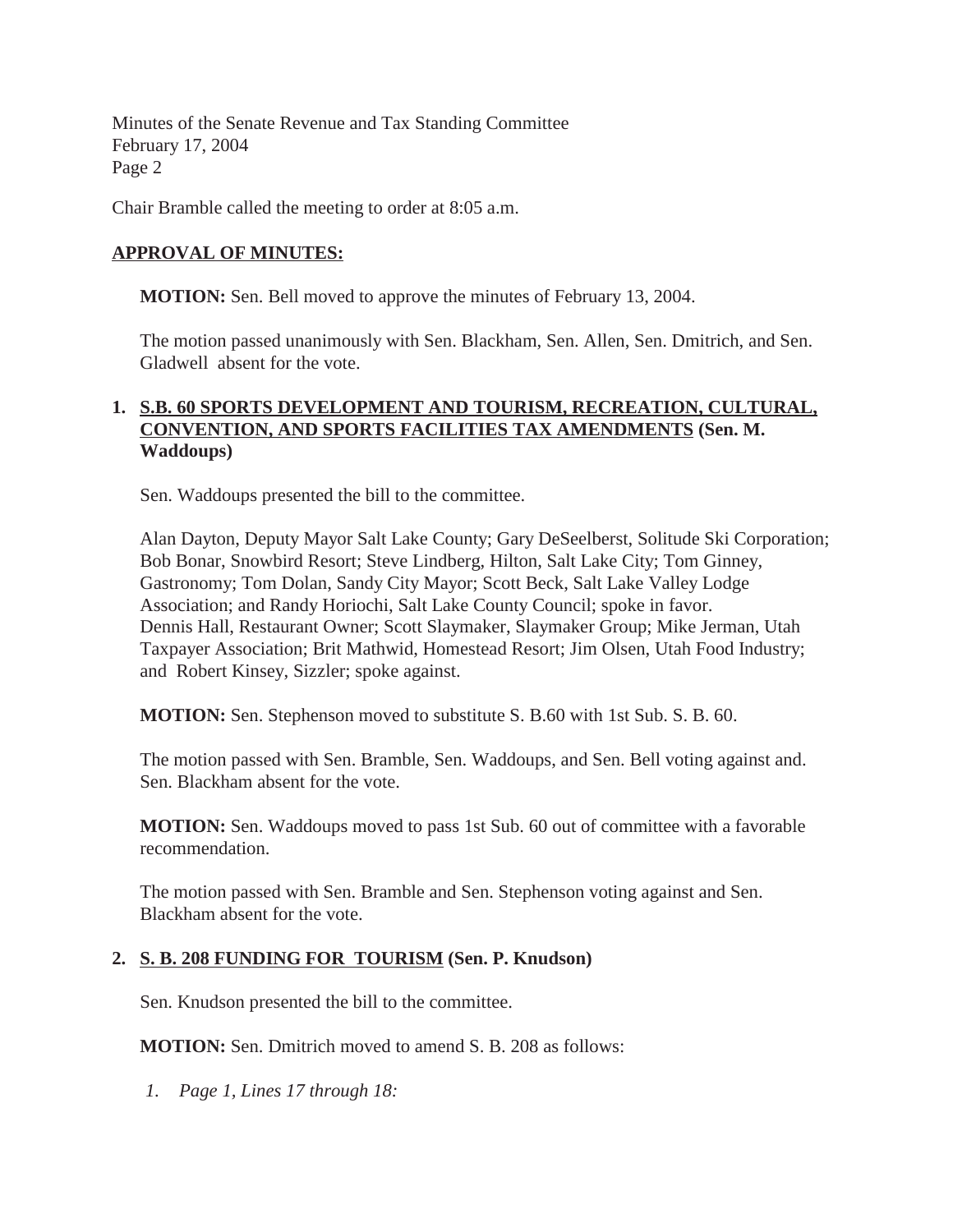Chair Bramble called the meeting to order at 8:05 a.m.

**APPROVAL OF MINUTES:**

**MOTION:** Sen. Bell moved to approve the minutes of February 13, 2004.

The motion passed unanimously with Sen. Blackham, Sen. Allen, Sen. Dmitrich, and Sen. Gladwell absent for the vote.

**1. S.B. 60 SPORTS DEVELOPMENT AND TOURISM, RECREATION, CULTURAL, CONVENTION, AND SPORTS FACILITIES TAX AMENDMENTS (Sen. M. Waddoups)**

Sen. Waddoups presented the bill to the committee.

Alan Dayton, Deputy Mayor Salt Lake County; Gary DeSeelberst, Solitude Ski Corporation; Bob Bonar, Snowbird Resort; Steve Lindberg, Hilton, Salt Lake City; Tom Ginney, Gastronomy; Tom Dolan, Sandy City Mayor; Scott Beck, Salt Lake Valley Lodge Association; and Randy Horiochi, Salt Lake County Council; spoke in favor. Dennis Hall, Restaurant Owner; Scott Slaymaker, Slaymaker Group; Mike Jerman, Utah Taxpayer Association; Brit Mathwid, Homestead Resort; Jim Olsen, Utah Food Industry; and Robert Kinsey, Sizzler; spoke against.

**MOTION:** Sen. Stephenson moved to substitute S. B.60 with 1st Sub. S. B. 60.

The motion passed with Sen. Bramble, Sen. Waddoups, and Sen. Bell voting against and. Sen. Blackham absent for the vote.

**MOTION:** Sen. Waddoups moved to pass 1st Sub. 60 out of committee with a favorable recommendation.

The motion passed with Sen. Bramble and Sen. Stephenson voting against and Sen. Blackham absent for the vote.

**2. S. B. 208 FUNDING FOR TOURISM (Sen. P. Knudson)**

Sen. Knudson presented the bill to the committee.

**MOTION:** Sen. Dmitrich moved to amend S. B. 208 as follows:

*1. Page 1, Lines 17 through 18:*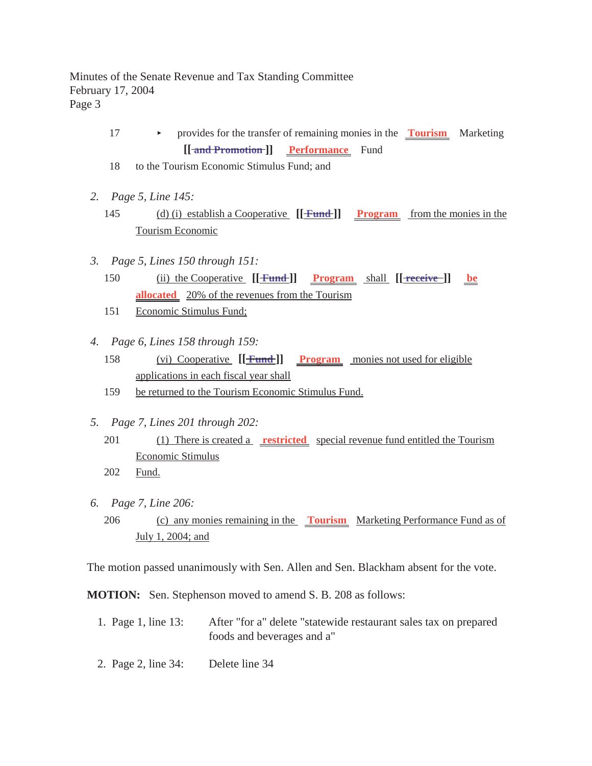17 ▸ provides for the transfer of remaining monies in the Tourism Marketing [[ and Promotion ]] Performance Fund

18 to the Tourism Economic Stimulus Fund; and

2. *Page 5, Line 145:*

145 (d) (i) establish a Cooperative [[ Fund ]] Program from the monies in the Tourism Economic

3. *Page 5, Lines 150 through 151:*

150 (ii) the Cooperative [[ Fund ]] Program shall [[ receive ]] be allocated 20% of the revenues from the Tourism

151 Economic Stimulus Fund;

4. *Page 6, Lines 158 through 159:*

158 (vi) Cooperative [[ Fund ]] Program monies not used for eligible applications in each fiscal year shall

159 be returned to the Tourism Economic Stimulus Fund.

5. *Page 7, Lines 201 through 202:*

201 (1) There is created a restricted special revenue fund entitled the Tourism Economic Stimulus

202 Fund.

6. *Page 7, Line 206:*

206 (c) any monies remaining in the Tourism Marketing Performance Fund as of July 1, 2004; and

The motion passed unanimously with Sen. Allen and Sen. Blackham absent for the vote.

**MOTION:** Sen. Stephenson moved to amend S. B. 208 as follows:

1. Page 1, line 13: After "for a" delete "statewide restaurant sales tax on prepared foods and beverages and a"

2. Page 2, line 34: Delete line 34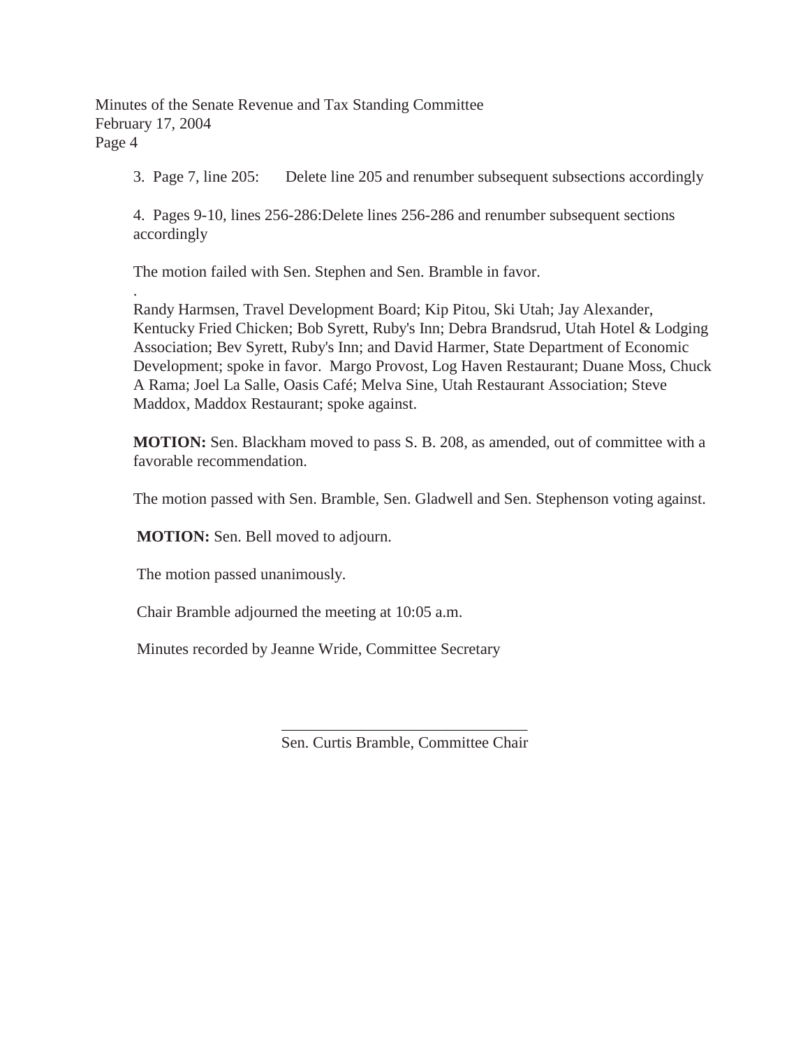3. Page 7, line 205: Delete line 205 and renumber subsequent subsections accordingly

4. Pages 9-10, lines 256-286:Delete lines 256-286 and renumber subsequent sections accordingly

The motion failed with Sen. Stephen and Sen. Bramble in favor.

.
Randy Harmsen, Travel Development Board; Kip Pitou, Ski Utah; Jay Alexander, Kentucky Fried Chicken; Bob Syrett, Ruby's Inn; Debra Brandsrud, Utah Hotel & Lodging Association; Bev Syrett, Ruby's Inn; and David Harmer, State Department of Economic Development; spoke in favor. Margo Provost, Log Haven Restaurant; Duane Moss, Chuck A Rama; Joel La Salle, Oasis Café; Melva Sine, Utah Restaurant Association; Steve Maddox, Maddox Restaurant; spoke against.

**MOTION:** Sen. Blackham moved to pass S. B. 208, as amended, out of committee with a favorable recommendation.

The motion passed with Sen. Bramble, Sen. Gladwell and Sen. Stephenson voting against.

**MOTION:** Sen. Bell moved to adjourn.

The motion passed unanimously.

Chair Bramble adjourned the meeting at 10:05 a.m.

Minutes recorded by Jeanne Wride, Committee Secretary

_______________________________
Sen. Curtis Bramble, Committee Chair